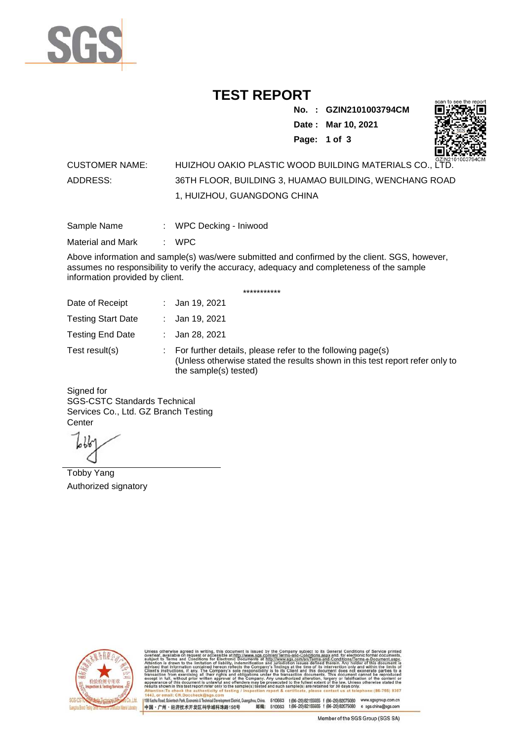# TEST REPORT

**No. : GZIN2101003794CM**

**Date : Mar 10, 2021**

CUSTOMER NAME: HUIZHOU OAKIO PLASTIC WOOD BUILDING MATERIALS CO., LTD.

ADDRESS: 36TH FLOOR, BUILDING 3, HUAMAO BUILDING, WENCHANG ROAD 1, HUIZHOU, GUANGDONG CHINA

Sample Name : WPC Decking - Iniwood

Material and Mark : WPC

Above information and sample(s) was/were submitted and confirmed by the client. SGS, however, assumes no responsibility to verify the accuracy, adequacy and completeness of the sample information provided by client.

***********

Date of Receipt : Jan 19, 2021

Testing Start Date : Jan 19, 2021

Testing End Date : Jan 28, 2021

Test result(s) : For further details, please refer to the following page(s)
(Unless otherwise stated the results shown in this test report refer only to the sample(s) tested)

Signed for
SGS-CSTC Standards Technical Services Co., Ltd. GZ Branch Testing Center

Tobby Yang
Authorized signatory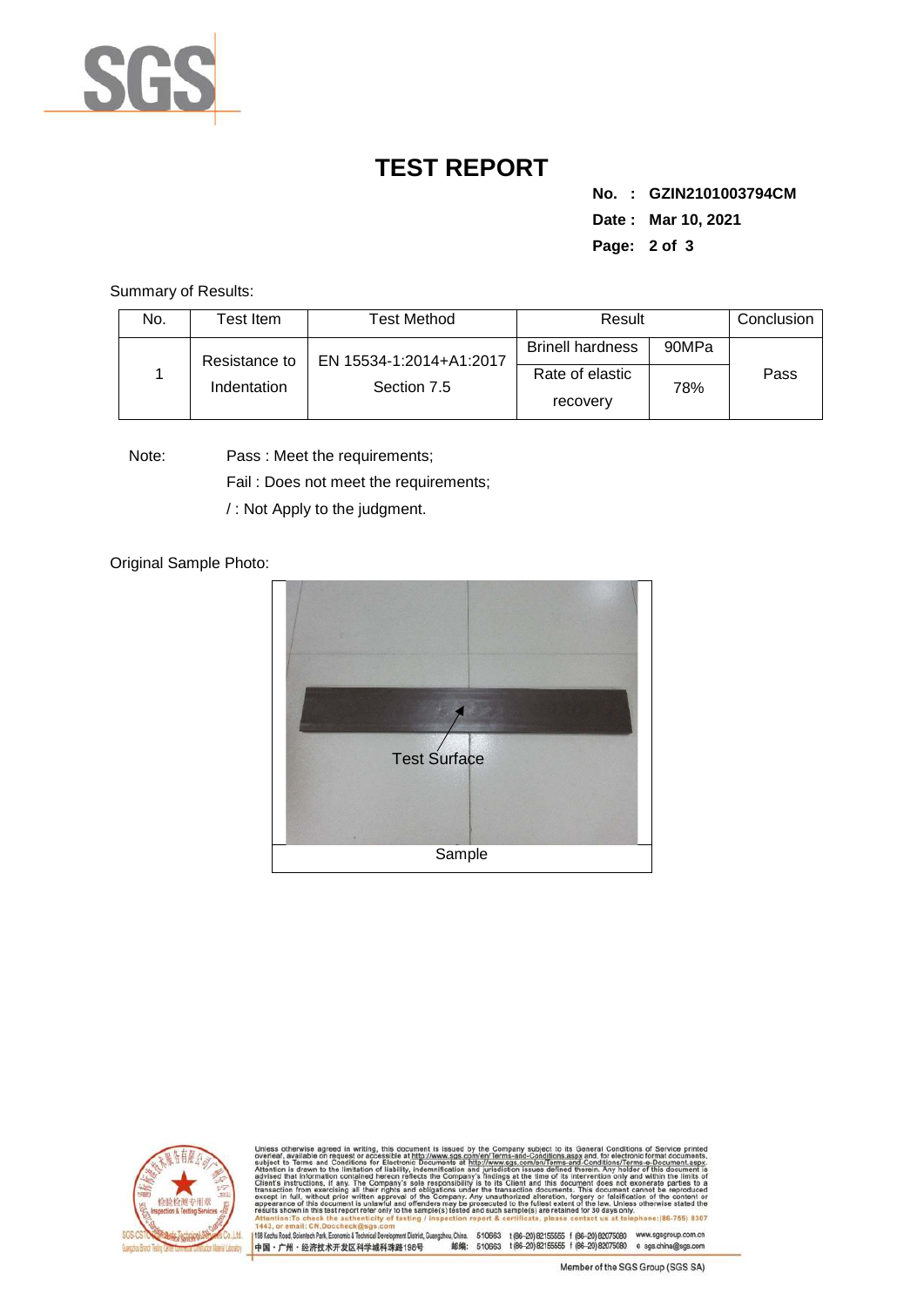# TEST REPORT

**No. : GZIN2101003794CM**
**Date : Mar 10, 2021**

Summary of Results:

| No. | Test Item | Test Method | Result | | Conclusion |
|---|---|---|---|---|---|
| 1 | Resistance to Indentation | EN 15534-1:2014+A1:2017 Section 7.5 | Brinell hardness | 90MPa | Pass |
| | | | Rate of elastic recovery | 78% | |

Note: Pass : Meet the requirements;
Fail : Does not meet the requirements;
/ : Not Apply to the judgment.

Original Sample Photo:

Test Surface

Sample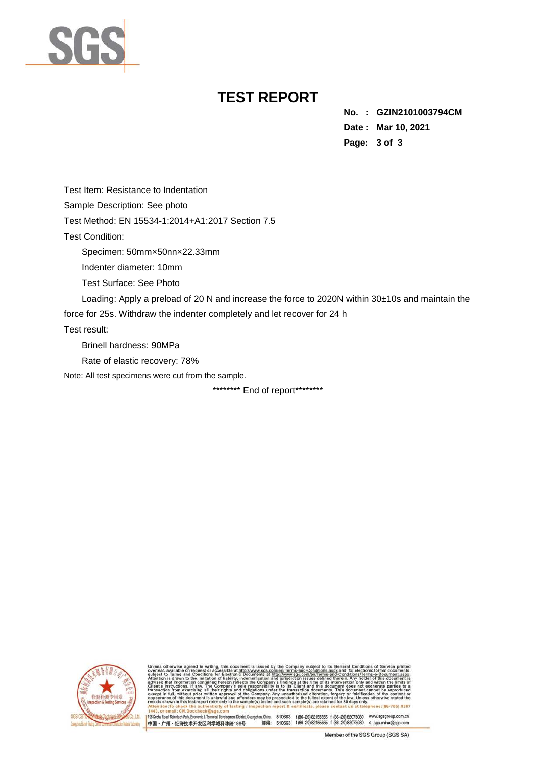# TEST REPORT

**No. : GZIN2101003794CM**
**Date : Mar 10, 2021**

Test Item: Resistance to Indentation

Sample Description: See photo

Test Method: EN 15534-1:2014+A1:2017 Section 7.5

Test Condition:

Specimen: 50mm×50nn×22.33mm

Indenter diameter: 10mm

Test Surface: See Photo

Loading: Apply a preload of 20 N and increase the force to 2020N within 30±10s and maintain the force for 25s. Withdraw the indenter completely and let recover for 24 h

Test result:

Brinell hardness: 90MPa

Rate of elastic recovery: 78%

Note: All test specimens were cut from the sample.

******** End of report********